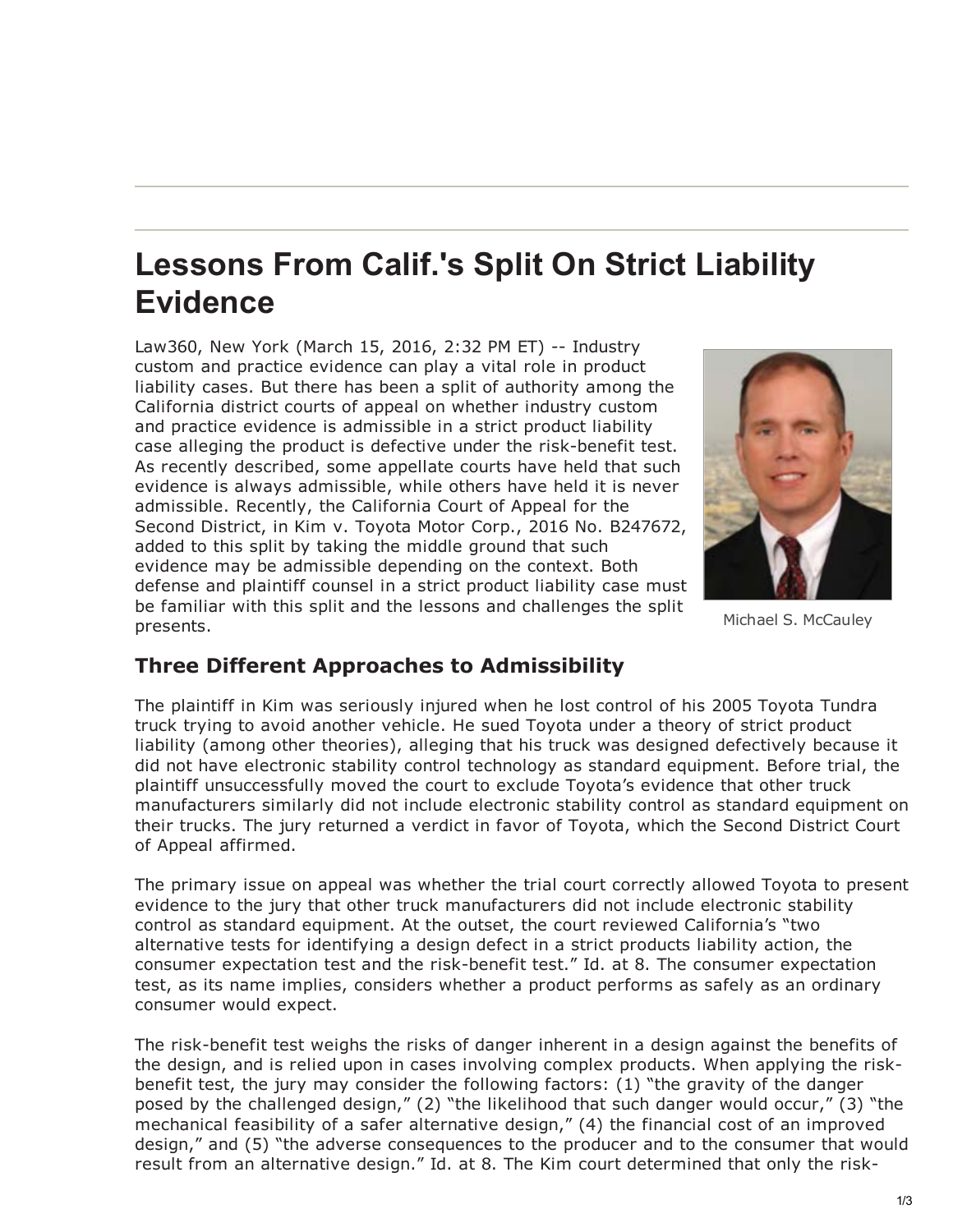# Lessons From Calif.'s Split On Strict Liability Evidence

Law360, New York (March 15, 2016, 2:32 PM ET) -- Industry custom and practice evidence can play a vital role in product liability cases. But there has been a split of authority among the California district courts of appeal on whether industry custom and practice evidence is admissible in a strict product liability case alleging the product is defective under the risk-benefit test. As recently described, some appellate courts have held that such evidence is always admissible, while others have held it is never admissible. Recently, the California Court of Appeal for the Second District, in Kim v. Toyota Motor Corp., 2016 No. B247672, added to this split by taking the middle ground that such evidence may be admissible depending on the context. Both defense and plaintiff counsel in a strict product liability case must be familiar with this split and the lessons and challenges the split presents.

Michael S. McCauley

### Three Different Approaches to Admissibility

The plaintiff in Kim was seriously injured when he lost control of his 2005 Toyota Tundra truck trying to avoid another vehicle. He sued Toyota under a theory of strict product liability (among other theories), alleging that his truck was designed defectively because it did not have electronic stability control technology as standard equipment. Before trial, the plaintiff unsuccessfully moved the court to exclude Toyota's evidence that other truck manufacturers similarly did not include electronic stability control as standard equipment on their trucks. The jury returned a verdict in favor of Toyota, which the Second District Court of Appeal affirmed.

The primary issue on appeal was whether the trial court correctly allowed Toyota to present evidence to the jury that other truck manufacturers did not include electronic stability control as standard equipment. At the outset, the court reviewed California's "two alternative tests for identifying a design defect in a strict products liability action, the consumer expectation test and the risk-benefit test." Id. at 8. The consumer expectation test, as its name implies, considers whether a product performs as safely as an ordinary consumer would expect.

The risk-benefit test weighs the risks of danger inherent in a design against the benefits of the design, and is relied upon in cases involving complex products. When applying the risk-benefit test, the jury may consider the following factors: (1) "the gravity of the danger posed by the challenged design," (2) "the likelihood that such danger would occur," (3) "the mechanical feasibility of a safer alternative design," (4) the financial cost of an improved design," and (5) "the adverse consequences to the producer and to the consumer that would result from an alternative design." Id. at 8. The Kim court determined that only the risk-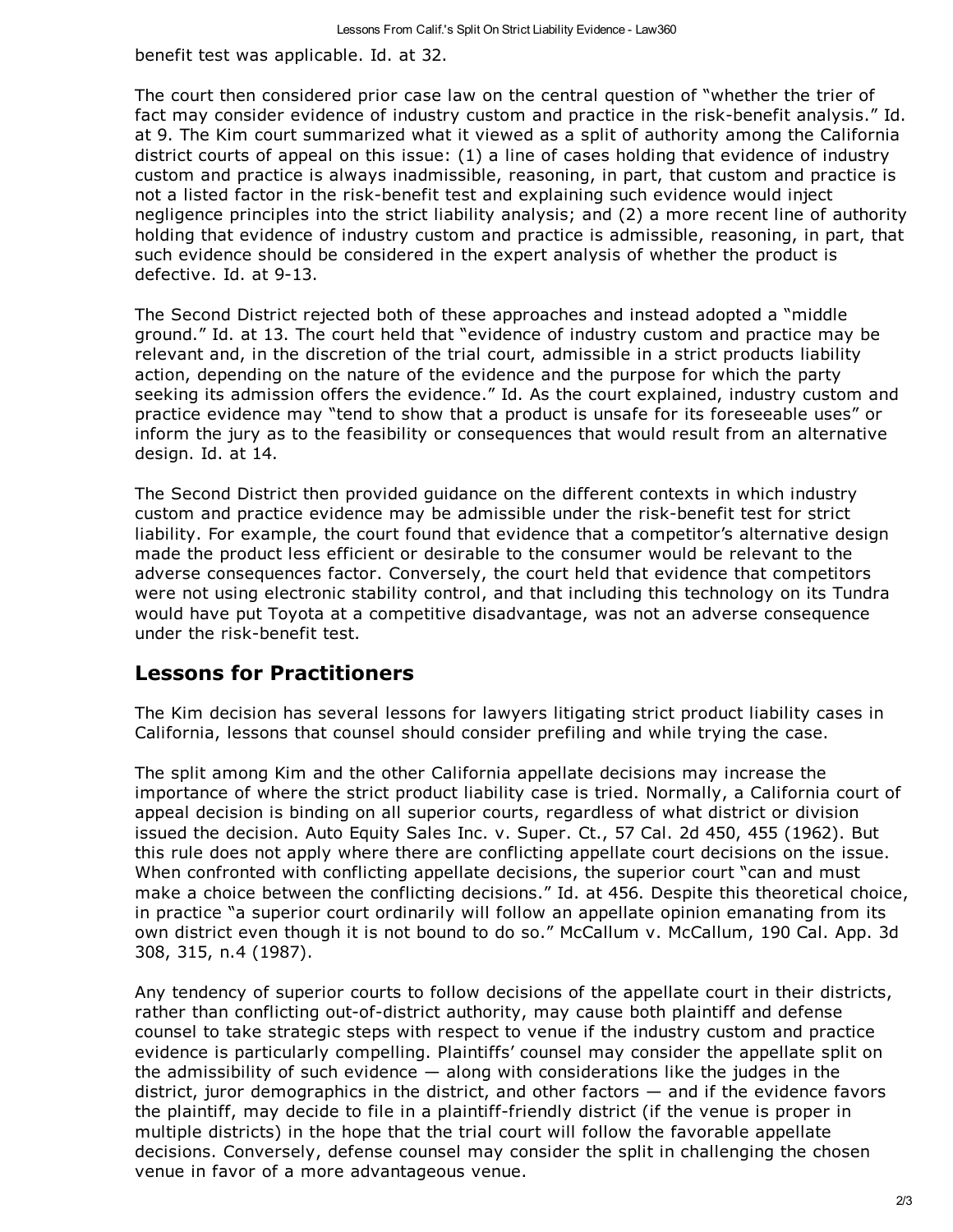benefit test was applicable. Id. at 32.

The court then considered prior case law on the central question of "whether the trier of fact may consider evidence of industry custom and practice in the risk-benefit analysis." Id. at 9. The Kim court summarized what it viewed as a split of authority among the California district courts of appeal on this issue: (1) a line of cases holding that evidence of industry custom and practice is always inadmissible, reasoning, in part, that custom and practice is not a listed factor in the risk-benefit test and explaining such evidence would inject negligence principles into the strict liability analysis; and (2) a more recent line of authority holding that evidence of industry custom and practice is admissible, reasoning, in part, that such evidence should be considered in the expert analysis of whether the product is defective. Id. at 9-13.

The Second District rejected both of these approaches and instead adopted a "middle ground." Id. at 13. The court held that "evidence of industry custom and practice may be relevant and, in the discretion of the trial court, admissible in a strict products liability action, depending on the nature of the evidence and the purpose for which the party seeking its admission offers the evidence." Id. As the court explained, industry custom and practice evidence may "tend to show that a product is unsafe for its foreseeable uses" or inform the jury as to the feasibility or consequences that would result from an alternative design. Id. at 14.

The Second District then provided guidance on the different contexts in which industry custom and practice evidence may be admissible under the risk-benefit test for strict liability. For example, the court found that evidence that a competitor's alternative design made the product less efficient or desirable to the consumer would be relevant to the adverse consequences factor. Conversely, the court held that evidence that competitors were not using electronic stability control, and that including this technology on its Tundra would have put Toyota at a competitive disadvantage, was not an adverse consequence under the risk-benefit test.

## Lessons for Practitioners

The Kim decision has several lessons for lawyers litigating strict product liability cases in California, lessons that counsel should consider prefiling and while trying the case.

The split among Kim and the other California appellate decisions may increase the importance of where the strict product liability case is tried. Normally, a California court of appeal decision is binding on all superior courts, regardless of what district or division issued the decision. Auto Equity Sales Inc. v. Super. Ct., 57 Cal. 2d 450, 455 (1962). But this rule does not apply where there are conflicting appellate court decisions on the issue. When confronted with conflicting appellate decisions, the superior court "can and must make a choice between the conflicting decisions." Id. at 456. Despite this theoretical choice, in practice "a superior court ordinarily will follow an appellate opinion emanating from its own district even though it is not bound to do so." McCallum v. McCallum, 190 Cal. App. 3d 308, 315, n.4 (1987).

Any tendency of superior courts to follow decisions of the appellate court in their districts, rather than conflicting out-of-district authority, may cause both plaintiff and defense counsel to take strategic steps with respect to venue if the industry custom and practice evidence is particularly compelling. Plaintiffs' counsel may consider the appellate split on the admissibility of such evidence — along with considerations like the judges in the district, juror demographics in the district, and other factors — and if the evidence favors the plaintiff, may decide to file in a plaintiff-friendly district (if the venue is proper in multiple districts) in the hope that the trial court will follow the favorable appellate decisions. Conversely, defense counsel may consider the split in challenging the chosen venue in favor of a more advantageous venue.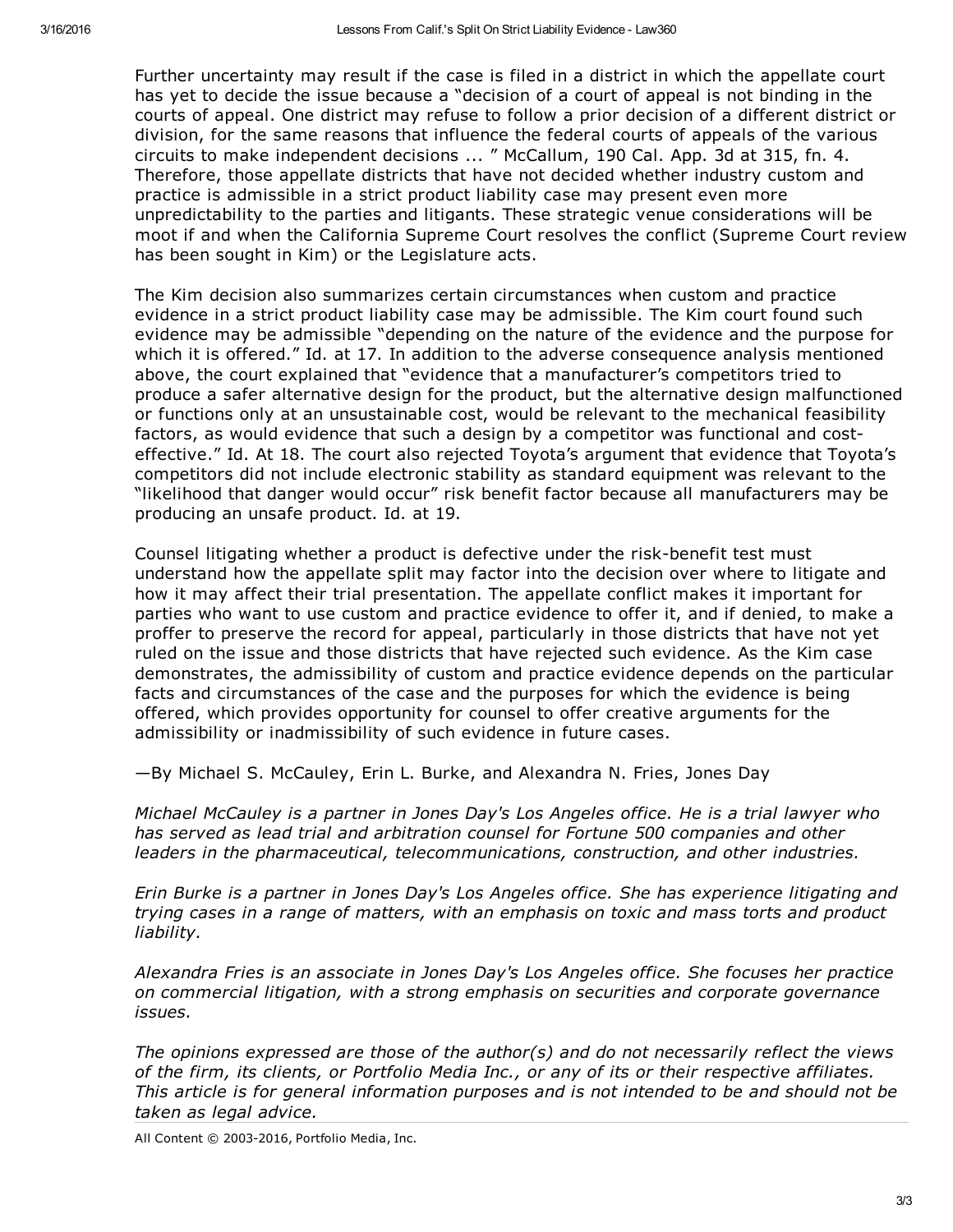Further uncertainty may result if the case is filed in a district in which the appellate court has yet to decide the issue because a "decision of a court of appeal is not binding in the courts of appeal. One district may refuse to follow a prior decision of a different district or division, for the same reasons that influence the federal courts of appeals of the various circuits to make independent decisions ... " McCallum, 190 Cal. App. 3d at 315, fn. 4. Therefore, those appellate districts that have not decided whether industry custom and practice is admissible in a strict product liability case may present even more unpredictability to the parties and litigants. These strategic venue considerations will be moot if and when the California Supreme Court resolves the conflict (Supreme Court review has been sought in Kim) or the Legislature acts.

The Kim decision also summarizes certain circumstances when custom and practice evidence in a strict product liability case may be admissible. The Kim court found such evidence may be admissible "depending on the nature of the evidence and the purpose for which it is offered." Id. at 17. In addition to the adverse consequence analysis mentioned above, the court explained that "evidence that a manufacturer's competitors tried to produce a safer alternative design for the product, but the alternative design malfunctioned or functions only at an unsustainable cost, would be relevant to the mechanical feasibility factors, as would evidence that such a design by a competitor was functional and cost-effective." Id. At 18. The court also rejected Toyota's argument that evidence that Toyota's competitors did not include electronic stability as standard equipment was relevant to the "likelihood that danger would occur" risk benefit factor because all manufacturers may be producing an unsafe product. Id. at 19.

Counsel litigating whether a product is defective under the risk-benefit test must understand how the appellate split may factor into the decision over where to litigate and how it may affect their trial presentation. The appellate conflict makes it important for parties who want to use custom and practice evidence to offer it, and if denied, to make a proffer to preserve the record for appeal, particularly in those districts that have not yet ruled on the issue and those districts that have rejected such evidence. As the Kim case demonstrates, the admissibility of custom and practice evidence depends on the particular facts and circumstances of the case and the purposes for which the evidence is being offered, which provides opportunity for counsel to offer creative arguments for the admissibility or inadmissibility of such evidence in future cases.

—By Michael S. McCauley, Erin L. Burke, and Alexandra N. Fries, Jones Day

*Michael McCauley is a partner in Jones Day's Los Angeles office. He is a trial lawyer who has served as lead trial and arbitration counsel for Fortune 500 companies and other leaders in the pharmaceutical, telecommunications, construction, and other industries.*

*Erin Burke is a partner in Jones Day's Los Angeles office. She has experience litigating and trying cases in a range of matters, with an emphasis on toxic and mass torts and product liability.*

*Alexandra Fries is an associate in Jones Day's Los Angeles office. She focuses her practice on commercial litigation, with a strong emphasis on securities and corporate governance issues.*

*The opinions expressed are those of the author(s) and do not necessarily reflect the views of the firm, its clients, or Portfolio Media Inc., or any of its or their respective affiliates. This article is for general information purposes and is not intended to be and should not be taken as legal advice.*

All Content © 2003-2016, Portfolio Media, Inc.